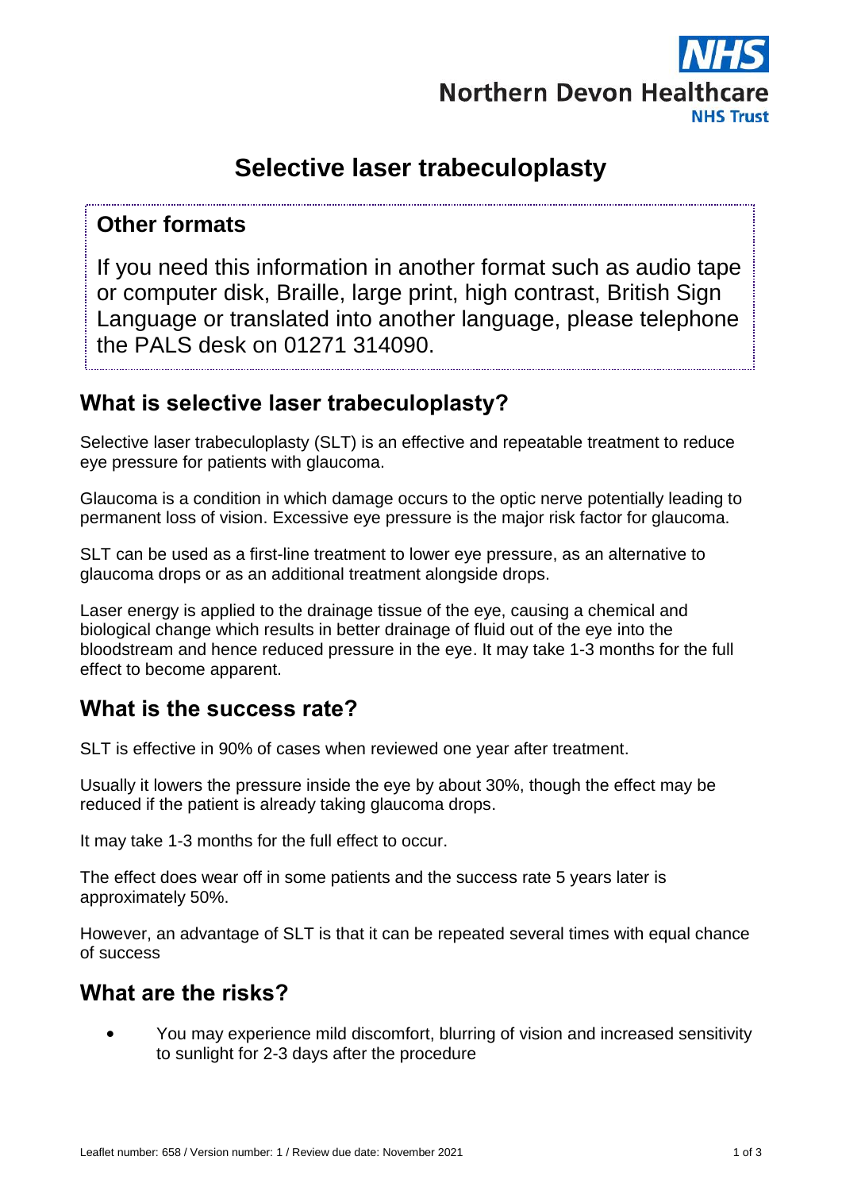Northern Devon Healthcare NHS Trust

# Selective laser trabeculoplasty

**Other formats**

If you need this information in another format such as audio tape or computer disk, Braille, large print, high contrast, British Sign Language or translated into another language, please telephone the PALS desk on 01271 314090.

## What is selective laser trabeculoplasty?

Selective laser trabeculoplasty (SLT) is an effective and repeatable treatment to reduce eye pressure for patients with glaucoma.

Glaucoma is a condition in which damage occurs to the optic nerve potentially leading to permanent loss of vision. Excessive eye pressure is the major risk factor for glaucoma.

SLT can be used as a first-line treatment to lower eye pressure, as an alternative to glaucoma drops or as an additional treatment alongside drops.

Laser energy is applied to the drainage tissue of the eye, causing a chemical and biological change which results in better drainage of fluid out of the eye into the bloodstream and hence reduced pressure in the eye. It may take 1-3 months for the full effect to become apparent.

## What is the success rate?

SLT is effective in 90% of cases when reviewed one year after treatment.

Usually it lowers the pressure inside the eye by about 30%, though the effect may be reduced if the patient is already taking glaucoma drops.

It may take 1-3 months for the full effect to occur.

The effect does wear off in some patients and the success rate 5 years later is approximately 50%.

However, an advantage of SLT is that it can be repeated several times with equal chance of success

## What are the risks?

- You may experience mild discomfort, blurring of vision and increased sensitivity to sunlight for 2-3 days after the procedure

Leaflet number: 658 / Version number: 1 / Review due date: November 2021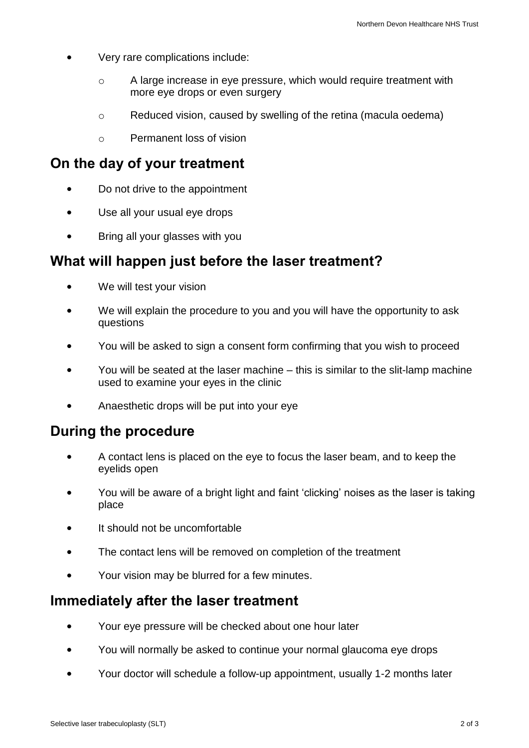- Very rare complications include:
  - A large increase in eye pressure, which would require treatment with more eye drops or even surgery
  - Reduced vision, caused by swelling of the retina (macula oedema)
  - Permanent loss of vision

## On the day of your treatment

- Do not drive to the appointment
- Use all your usual eye drops
- Bring all your glasses with you

## What will happen just before the laser treatment?

- We will test your vision
- We will explain the procedure to you and you will have the opportunity to ask questions
- You will be asked to sign a consent form confirming that you wish to proceed
- You will be seated at the laser machine – this is similar to the slit-lamp machine used to examine your eyes in the clinic
- Anaesthetic drops will be put into your eye

## During the procedure

- A contact lens is placed on the eye to focus the laser beam, and to keep the eyelids open
- You will be aware of a bright light and faint 'clicking' noises as the laser is taking place
- It should not be uncomfortable
- The contact lens will be removed on completion of the treatment
- Your vision may be blurred for a few minutes.

## Immediately after the laser treatment

- Your eye pressure will be checked about one hour later
- You will normally be asked to continue your normal glaucoma eye drops
- Your doctor will schedule a follow-up appointment, usually 1-2 months later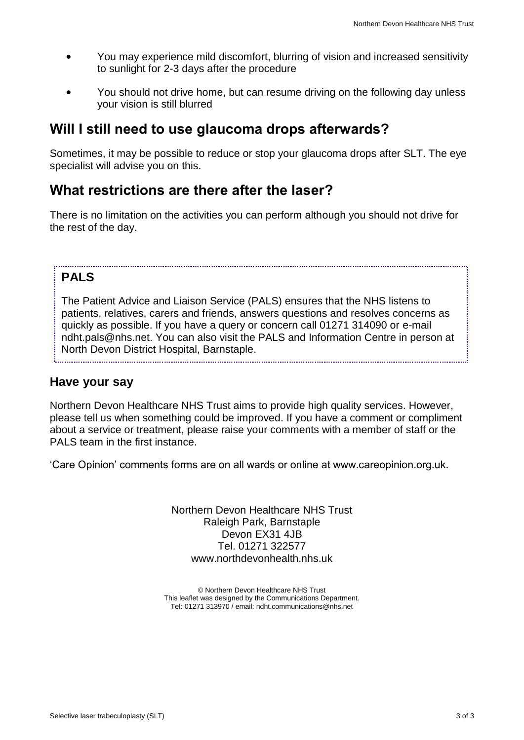- You may experience mild discomfort, blurring of vision and increased sensitivity to sunlight for 2-3 days after the procedure
- You should not drive home, but can resume driving on the following day unless your vision is still blurred

## Will I still need to use glaucoma drops afterwards?

Sometimes, it may be possible to reduce or stop your glaucoma drops after SLT. The eye specialist will advise you on this.

## What restrictions are there after the laser?

There is no limitation on the activities you can perform although you should not drive for the rest of the day.

### PALS

The Patient Advice and Liaison Service (PALS) ensures that the NHS listens to patients, relatives, carers and friends, answers questions and resolves concerns as quickly as possible. If you have a query or concern call 01271 314090 or e-mail ndht.pals@nhs.net. You can also visit the PALS and Information Centre in person at North Devon District Hospital, Barnstaple.

### Have your say

Northern Devon Healthcare NHS Trust aims to provide high quality services. However, please tell us when something could be improved. If you have a comment or compliment about a service or treatment, please raise your comments with a member of staff or the PALS team in the first instance.

'Care Opinion' comments forms are on all wards or online at www.careopinion.org.uk.

Northern Devon Healthcare NHS Trust
Raleigh Park, Barnstaple
Devon EX31 4JB
Tel. 01271 322577
www.northdevonhealth.nhs.uk

© Northern Devon Healthcare NHS Trust
This leaflet was designed by the Communications Department.
Tel: 01271 313970 / email: ndht.communications@nhs.net